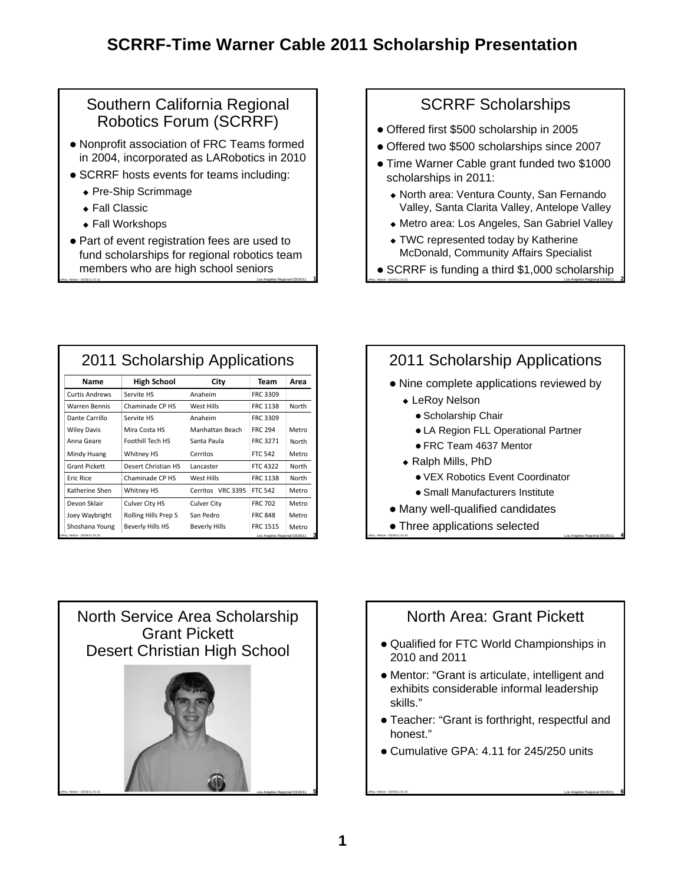# SCRRF-Time Warner Cable 2011 Scholarship Presentation

## Southern California Regional Robotics Forum (SCRRF)

- Nonprofit association of FRC Teams formed in 2004, incorporated as LARobotics in 2010
- SCRRF hosts events for teams including:
  - Pre-Ship Scrimmage
  - Fall Classic
  - Fall Workshops
- Part of event registration fees are used to fund scholarships for regional robotics team members who are high school seniors

## SCRRF Scholarships

- Offered first $500 scholarship in 2005
- Offered two $500 scholarships since 2007
- Time Warner Cable grant funded two $1000 scholarships in 2011:
  - North area: Ventura County, San Fernando Valley, Santa Clarita Valley, Antelope Valley
  - Metro area: Los Angeles, San Gabriel Valley
  - TWC represented today by Katherine McDonald, Community Affairs Specialist
- SCRRF is funding a third $1,000 scholarship

## 2011 Scholarship Applications

| Name | High School | City | Team | Area |
|---|---|---|---|---|
| Curtis Andrews | Servite HS | Anaheim | FRC 3309 | |
| Warren Bennis | Chaminade CP HS | West Hills | FRC 1138 | North |
| Dante Carrillo | Servite HS | Anaheim | FRC 3309 | |
| Wiley Davis | Mira Costa HS | Manhattan Beach | FRC 294 | Metro |
| Anna Geare | Foothill Tech HS | Santa Paula | FRC 3271 | North |
| Mindy Huang | Whitney HS | Cerritos | FTC 542 | Metro |
| Grant Pickett | Desert Christian HS | Lancaster | FTC 4322 | North |
| Eric Rice | Chaminade CP HS | West Hills | FRC 1138 | North |
| Katherine Shen | Whitney HS | Cerritos VRC 3395 | FTC 542 | Metro |
| Devon Sklair | Culver City HS | Culver City | FRC 702 | Metro |
| Joey Waybright | Rolling Hills Prep S | San Pedro | FRC 848 | Metro |
| Shoshana Young | Beverly Hills HS | Beverly Hills | FRC 1515 | Metro |

## 2011 Scholarship Applications

- Nine complete applications reviewed by
  - LeRoy Nelson
    - Scholarship Chair
    - LA Region FLL Operational Partner
    - FRC Team 4637 Mentor
  - Ralph Mills, PhD
    - VEX Robotics Event Coordinator
    - Small Manufacturers Institute
- Many well-qualified candidates
- Three applications selected

## North Service Area Scholarship Grant Pickett Desert Christian High School

## North Area: Grant Pickett

- Qualified for FTC World Championships in 2010 and 2011
- Mentor: "Grant is articulate, intelligent and exhibits considerable informal leadership skills."
- Teacher: "Grant is forthright, respectful and honest."
- Cumulative GPA: 4.11 for 245/250 units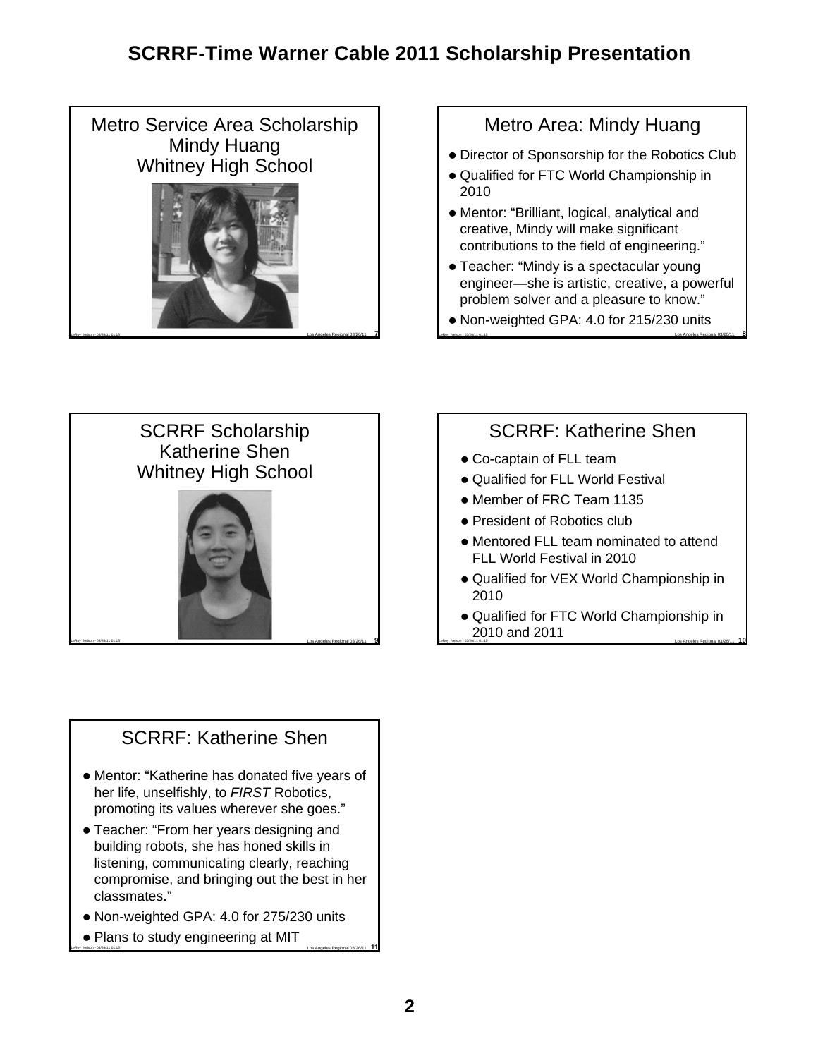# SCRRF-Time Warner Cable 2011 Scholarship Presentation

## Metro Service Area Scholarship
Mindy Huang
Whitney High School

## Metro Area: Mindy Huang

- Director of Sponsorship for the Robotics Club
- Qualified for FTC World Championship in 2010
- Mentor: "Brilliant, logical, analytical and creative, Mindy will make significant contributions to the field of engineering."
- Teacher: "Mindy is a spectacular young engineer—she is artistic, creative, a powerful problem solver and a pleasure to know."
- Non-weighted GPA: 4.0 for 215/230 units

## SCRRF Scholarship
Katherine Shen
Whitney High School

## SCRRF: Katherine Shen

- Co-captain of FLL team
- Qualified for FLL World Festival
- Member of FRC Team 1135
- President of Robotics club
- Mentored FLL team nominated to attend FLL World Festival in 2010
- Qualified for VEX World Championship in 2010
- Qualified for FTC World Championship in 2010 and 2011

## SCRRF: Katherine Shen

- Mentor: "Katherine has donated five years of her life, unselfishly, to *FIRST* Robotics, promoting its values wherever she goes."
- Teacher: "From her years designing and building robots, she has honed skills in listening, communicating clearly, reaching compromise, and bringing out the best in her classmates."
- Non-weighted GPA: 4.0 for 275/230 units
- Plans to study engineering at MIT